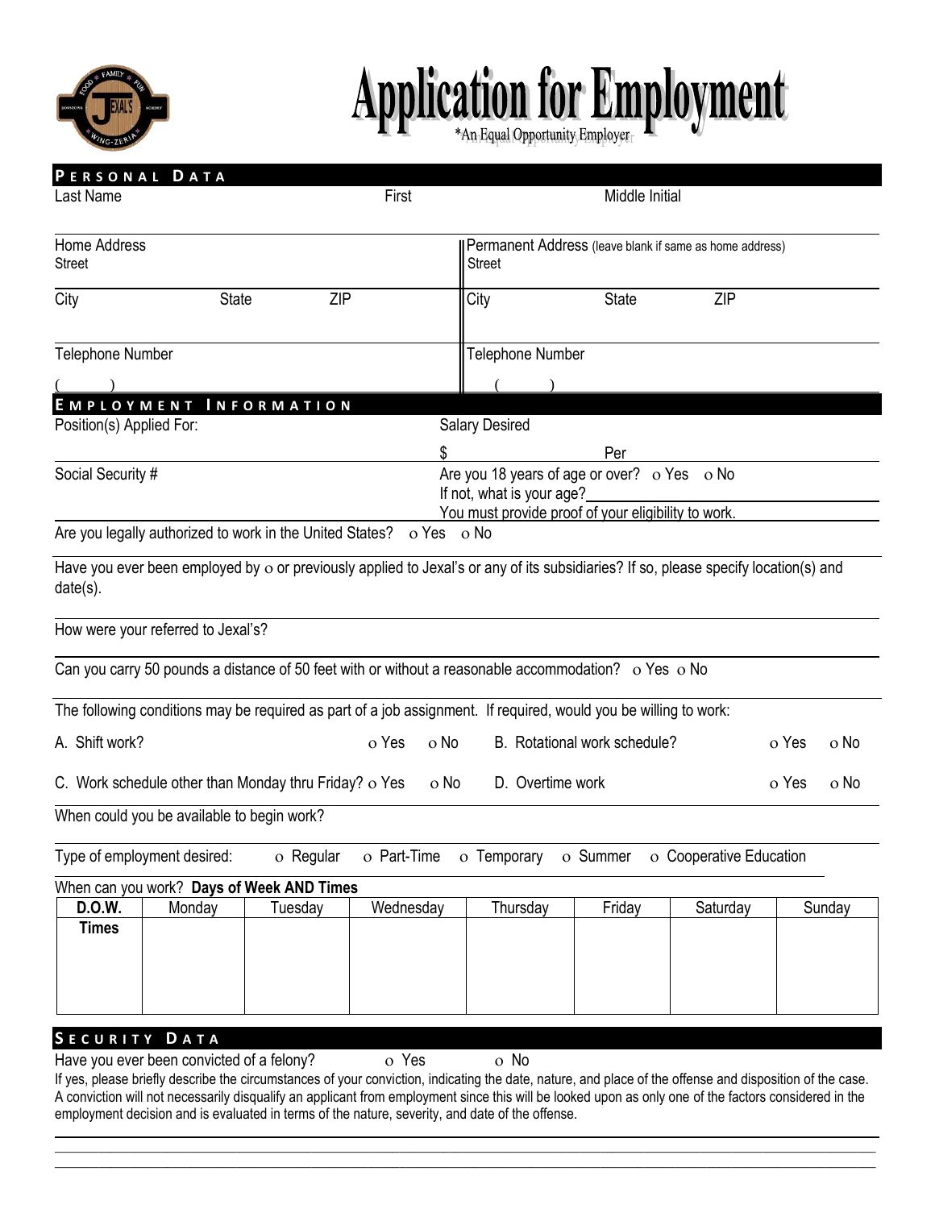# Application for Employment

*An Equal Opportunity Employer

## PERSONAL DATA

Last Name First Middle Initial

Home Address
Street

City State ZIP

Telephone Number
( )

Permanent Address (leave blank if same as home address)
Street

City State ZIP

Telephone Number
( )

## EMPLOYMENT INFORMATION

Position(s) Applied For:

Salary Desired
$ Per

Social Security #

Are you 18 years of age or over? o Yes o No
If not, what is your age?\_\_\_\_\_\_\_\_\_\_\_\_\_\_\_\_
You must provide proof of your eligibility to work.

Are you legally authorized to work in the United States? o Yes o No

Have you ever been employed by o or previously applied to Jexal's or any of its subsidiaries? If so, please specify location(s) and date(s).

How were your referred to Jexal's?

Can you carry 50 pounds a distance of 50 feet with or without a reasonable accommodation? o Yes o No

The following conditions may be required as part of a job assignment. If required, would you be willing to work:

A. Shift work? o Yes o No B. Rotational work schedule? o Yes o No

C. Work schedule other than Monday thru Friday? o Yes o No D. Overtime work o Yes o No

When could you be available to begin work?

Type of employment desired: o Regular o Part-Time o Temporary o Summer o Cooperative Education

When can you work? **Days of Week AND Times**

| **D.O.W.** | Monday | Tuesday | Wednesday | Thursday | Friday | Saturday | Sunday |
|---|---|---|---|---|---|---|---|
| **Times** | | | | | | | |

## SECURITY DATA

Have you ever been convicted of a felony? o Yes o No

If yes, please briefly describe the circumstances of your conviction, indicating the date, nature, and place of the offense and disposition of the case. A conviction will not necessarily disqualify an applicant from employment since this will be looked upon as only one of the factors considered in the employment decision and is evaluated in terms of the nature, severity, and date of the offense.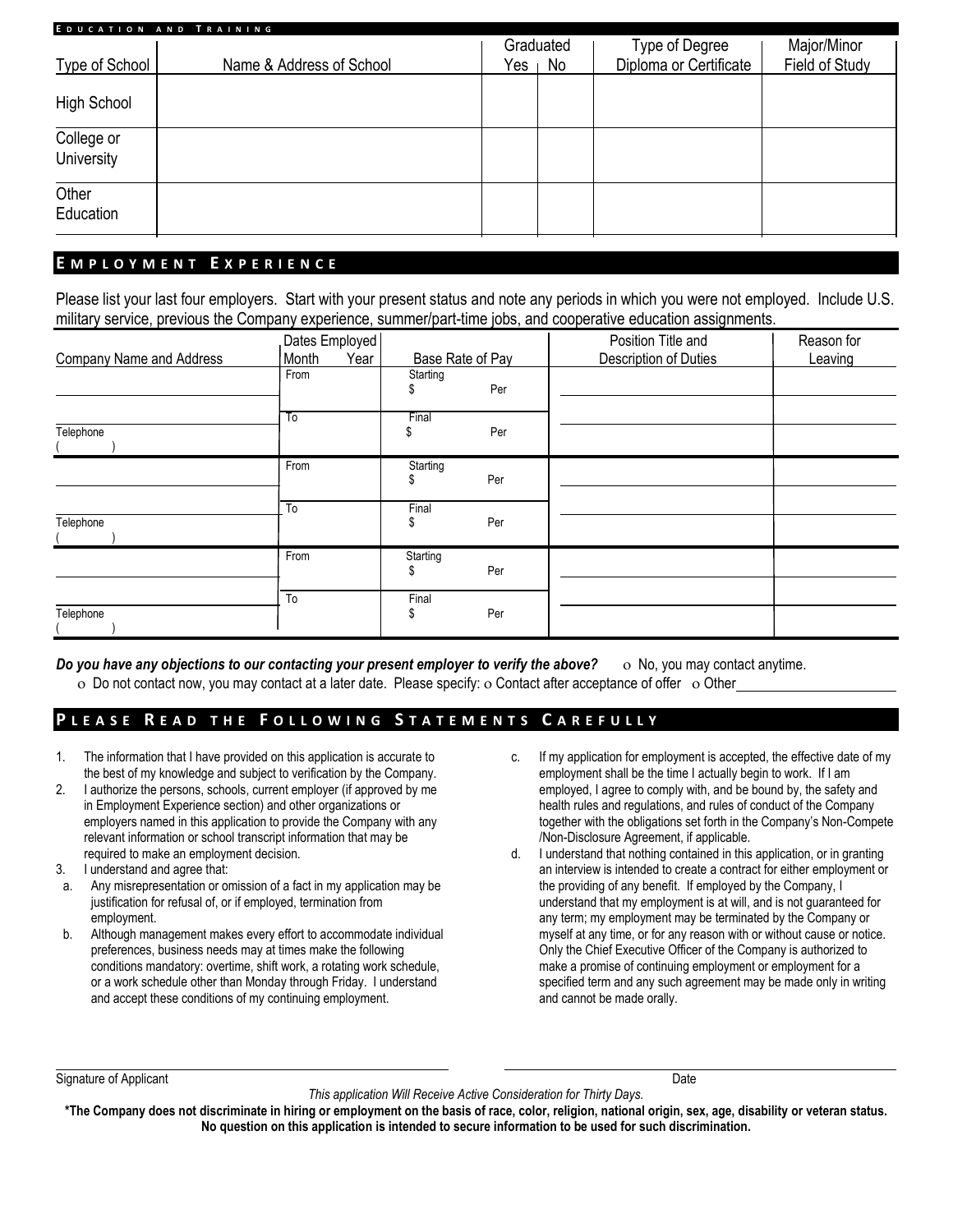## Education and Training

| Type of School | Name & Address of School | Graduated Yes | Graduated No | Type of Degree Diploma or Certificate | Major/Minor Field of Study |
|---|---|---|---|---|---|
| High School | | | | | |
| College or University | | | | | |
| Other Education | | | | | |

## Employment Experience

Please list your last four employers. Start with your present status and note any periods in which you were not employed. Include U.S. military service, previous the Company experience, summer/part-time jobs, and cooperative education assignments.

| Company Name and Address | Dates Employed Month Year | Base Rate of Pay | Position Title and Description of Duties | Reason for Leaving |
|---|---|---|---|---|
| | From | Starting $ Per | | |
| Telephone ( ) | To | Final $ Per | | |
| | From | Starting $ Per | | |
| Telephone ( ) | To | Final $ Per | | |
| | From | Starting $ Per | | |
| Telephone ( ) | To | Final $ Per | | |

***Do you have any objections to our contacting your present employer to verify the above?*** ο No, you may contact anytime.
ο Do not contact now, you may contact at a later date. Please specify: ο Contact after acceptance of offer ο Other\_\_\_\_\_\_\_\_\_\_\_\_\_\_\_\_\_\_\_\_

## Please Read the Following Statements Carefully

1. The information that I have provided on this application is accurate to the best of my knowledge and subject to verification by the Company.
2. I authorize the persons, schools, current employer (if approved by me in Employment Experience section) and other organizations or employers named in this application to provide the Company with any relevant information or school transcript information that may be required to make an employment decision.
3. I understand and agree that:
   a. Any misrepresentation or omission of a fact in my application may be justification for refusal of, or if employed, termination from employment.
   b. Although management makes every effort to accommodate individual preferences, business needs may at times make the following conditions mandatory: overtime, shift work, a rotating work schedule, or a work schedule other than Monday through Friday. I understand and accept these conditions of my continuing employment.
   c. If my application for employment is accepted, the effective date of my employment shall be the time I actually begin to work. If I am employed, I agree to comply with, and be bound by, the safety and health rules and regulations, and rules of conduct of the Company together with the obligations set forth in the Company's Non-Compete /Non-Disclosure Agreement, if applicable.
   d. I understand that nothing contained in this application, or in granting an interview is intended to create a contract for either employment or the providing of any benefit. If employed by the Company, I understand that my employment is at will, and is not guaranteed for any term; my employment may be terminated by the Company or myself at any time, or for any reason with or without cause or notice. Only the Chief Executive Officer of the Company is authorized to make a promise of continuing employment or employment for a specified term and any such agreement may be made only in writing and cannot be made orally.

\_\_\_\_\_\_\_\_\_\_\_\_\_\_\_\_\_\_\_\_\_\_\_\_\_\_\_\_\_\_ \_\_\_\_\_\_\_\_\_\_\_\_\_\_\_\_\_\_\_\_\_\_\_\_\_\_\_\_\_\_

Signature of Applicant Date

*This application Will Receive Active Consideration for Thirty Days.*

**\*The Company does not discriminate in hiring or employment on the basis of race, color, religion, national origin, sex, age, disability or veteran status. No question on this application is intended to secure information to be used for such discrimination.**